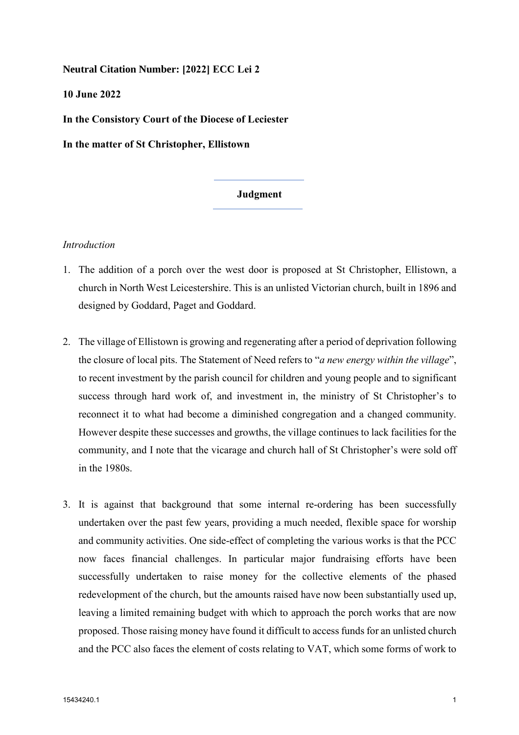**Neutral Citation Number: [2022] ECC Lei 2**

**10 June 2022**

**In the Consistory Court of the Diocese of Leciester**

**In the matter of St Christopher, Ellistown**

---

**Judgment**

---

*Introduction*

1. The addition of a porch over the west door is proposed at St Christopher, Ellistown, a church in North West Leicestershire. This is an unlisted Victorian church, built in 1896 and designed by Goddard, Paget and Goddard.

2. The village of Ellistown is growing and regenerating after a period of deprivation following the closure of local pits. The Statement of Need refers to "*a new energy within the village*", to recent investment by the parish council for children and young people and to significant success through hard work of, and investment in, the ministry of St Christopher's to reconnect it to what had become a diminished congregation and a changed community. However despite these successes and growths, the village continues to lack facilities for the community, and I note that the vicarage and church hall of St Christopher's were sold off in the 1980s.

3. It is against that background that some internal re-ordering has been successfully undertaken over the past few years, providing a much needed, flexible space for worship and community activities. One side-effect of completing the various works is that the PCC now faces financial challenges. In particular major fundraising efforts have been successfully undertaken to raise money for the collective elements of the phased redevelopment of the church, but the amounts raised have now been substantially used up, leaving a limited remaining budget with which to approach the porch works that are now proposed. Those raising money have found it difficult to access funds for an unlisted church and the PCC also faces the element of costs relating to VAT, which some forms of work to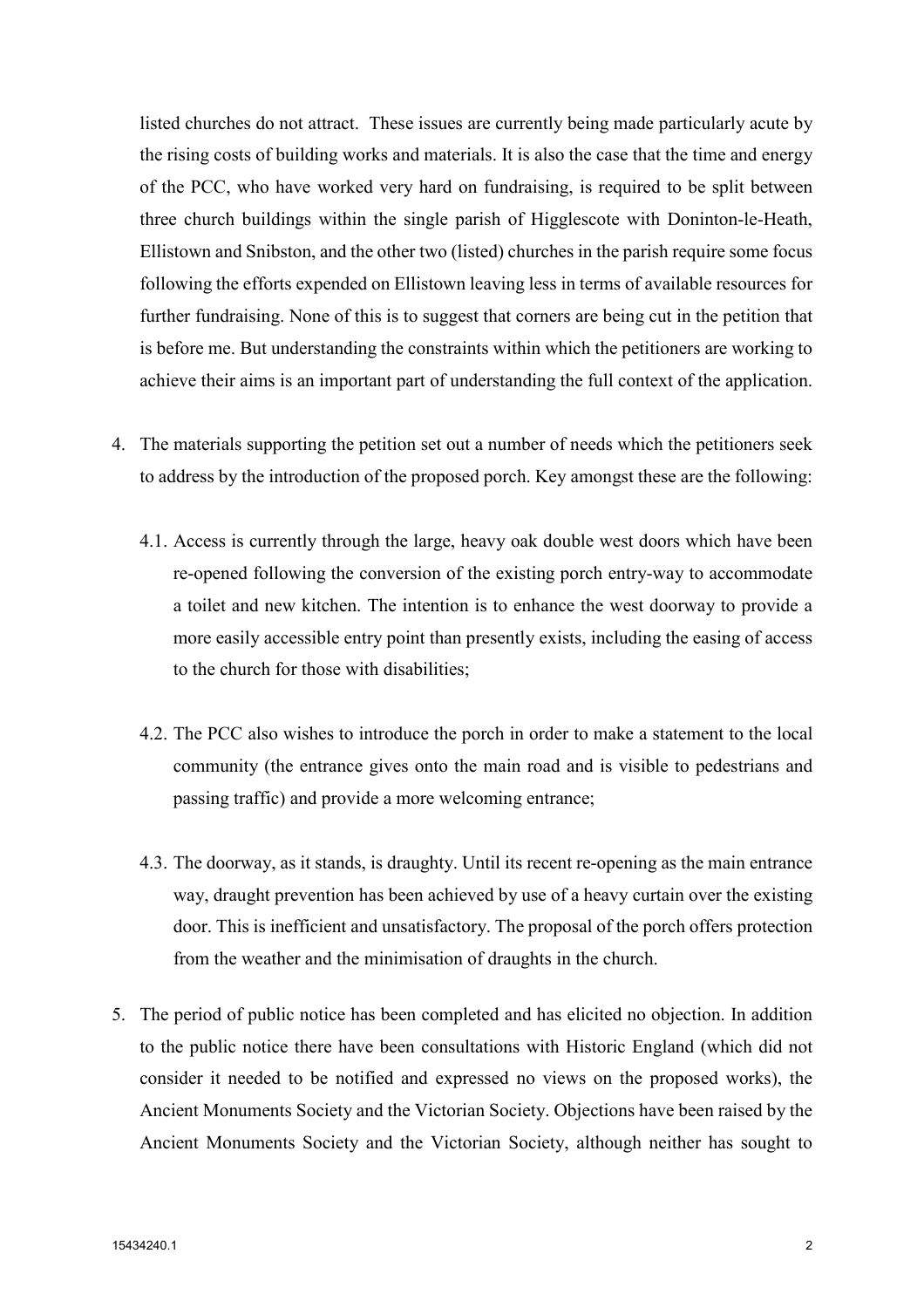listed churches do not attract. These issues are currently being made particularly acute by the rising costs of building works and materials. It is also the case that the time and energy of the PCC, who have worked very hard on fundraising, is required to be split between three church buildings within the single parish of Higglescote with Doninton-le-Heath, Ellistown and Snibston, and the other two (listed) churches in the parish require some focus following the efforts expended on Ellistown leaving less in terms of available resources for further fundraising. None of this is to suggest that corners are being cut in the petition that is before me. But understanding the constraints within which the petitioners are working to achieve their aims is an important part of understanding the full context of the application.

4. The materials supporting the petition set out a number of needs which the petitioners seek to address by the introduction of the proposed porch. Key amongst these are the following:

   4.1. Access is currently through the large, heavy oak double west doors which have been re-opened following the conversion of the existing porch entry-way to accommodate a toilet and new kitchen. The intention is to enhance the west doorway to provide a more easily accessible entry point than presently exists, including the easing of access to the church for those with disabilities;

   4.2. The PCC also wishes to introduce the porch in order to make a statement to the local community (the entrance gives onto the main road and is visible to pedestrians and passing traffic) and provide a more welcoming entrance;

   4.3. The doorway, as it stands, is draughty. Until its recent re-opening as the main entrance way, draught prevention has been achieved by use of a heavy curtain over the existing door. This is inefficient and unsatisfactory. The proposal of the porch offers protection from the weather and the minimisation of draughts in the church.

5. The period of public notice has been completed and has elicited no objection. In addition to the public notice there have been consultations with Historic England (which did not consider it needed to be notified and expressed no views on the proposed works), the Ancient Monuments Society and the Victorian Society. Objections have been raised by the Ancient Monuments Society and the Victorian Society, although neither has sought to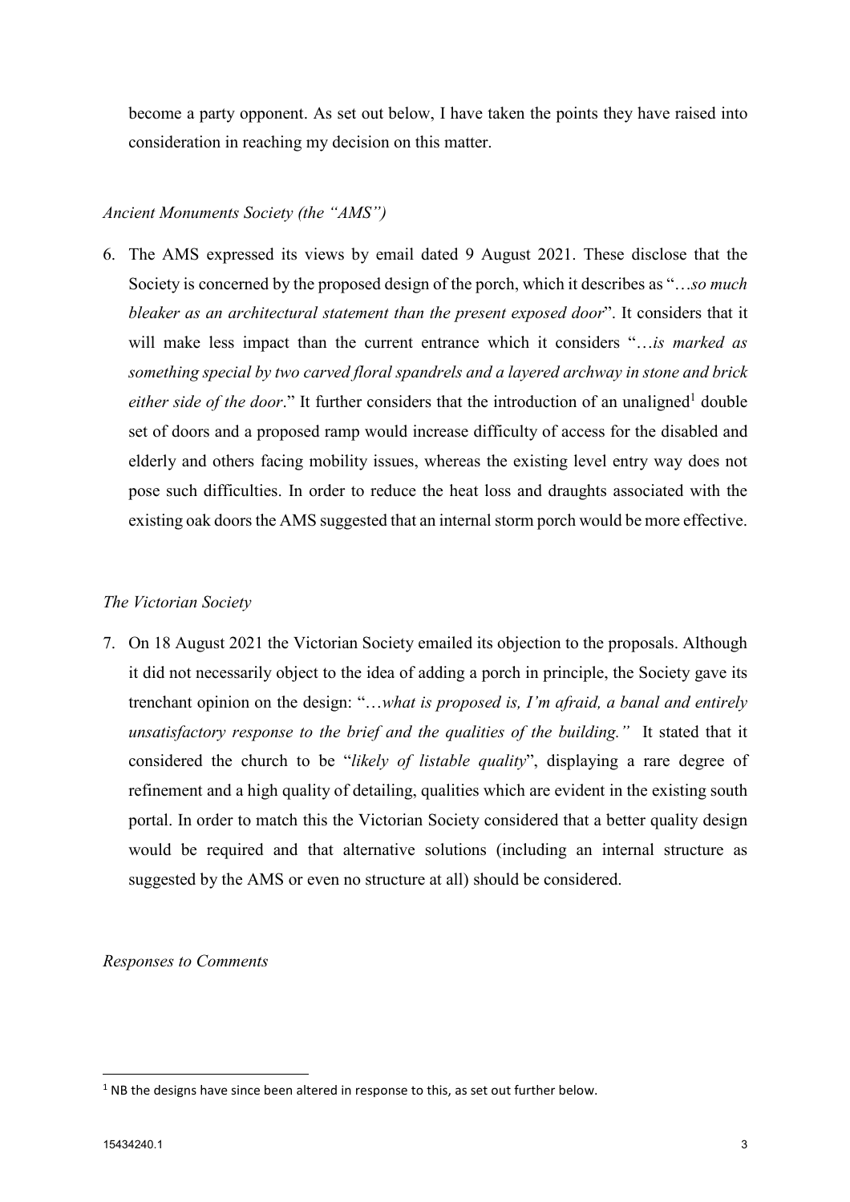become a party opponent. As set out below, I have taken the points they have raised into consideration in reaching my decision on this matter.

*Ancient Monuments Society (the "AMS")*

6. The AMS expressed its views by email dated 9 August 2021. These disclose that the Society is concerned by the proposed design of the porch, which it describes as "…*so much bleaker as an architectural statement than the present exposed door*". It considers that it will make less impact than the current entrance which it considers "…*is marked as something special by two carved floral spandrels and a layered archway in stone and brick either side of the door*." It further considers that the introduction of an unaligned[1] double set of doors and a proposed ramp would increase difficulty of access for the disabled and elderly and others facing mobility issues, whereas the existing level entry way does not pose such difficulties. In order to reduce the heat loss and draughts associated with the existing oak doors the AMS suggested that an internal storm porch would be more effective.

*The Victorian Society*

7. On 18 August 2021 the Victorian Society emailed its objection to the proposals. Although it did not necessarily object to the idea of adding a porch in principle, the Society gave its trenchant opinion on the design: "…*what is proposed is, I'm afraid, a banal and entirely unsatisfactory response to the brief and the qualities of the building."* It stated that it considered the church to be "*likely of listable quality*", displaying a rare degree of refinement and a high quality of detailing, qualities which are evident in the existing south portal. In order to match this the Victorian Society considered that a better quality design would be required and that alternative solutions (including an internal structure as suggested by the AMS or even no structure at all) should be considered.

*Responses to Comments*

---

[1] NB the designs have since been altered in response to this, as set out further below.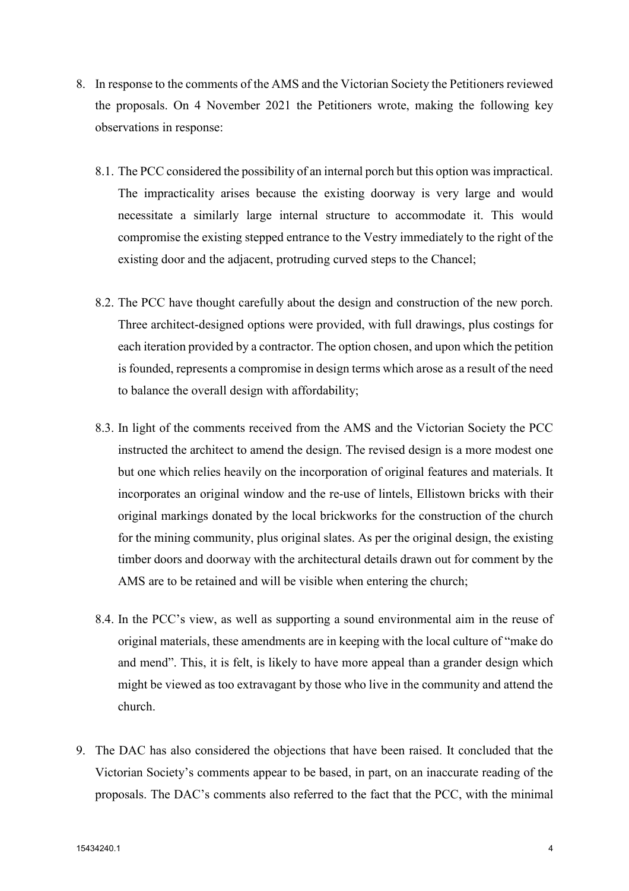8. In response to the comments of the AMS and the Victorian Society the Petitioners reviewed the proposals. On 4 November 2021 the Petitioners wrote, making the following key observations in response:

   8.1. The PCC considered the possibility of an internal porch but this option was impractical. The impracticality arises because the existing doorway is very large and would necessitate a similarly large internal structure to accommodate it. This would compromise the existing stepped entrance to the Vestry immediately to the right of the existing door and the adjacent, protruding curved steps to the Chancel;

   8.2. The PCC have thought carefully about the design and construction of the new porch. Three architect-designed options were provided, with full drawings, plus costings for each iteration provided by a contractor. The option chosen, and upon which the petition is founded, represents a compromise in design terms which arose as a result of the need to balance the overall design with affordability;

   8.3. In light of the comments received from the AMS and the Victorian Society the PCC instructed the architect to amend the design. The revised design is a more modest one but one which relies heavily on the incorporation of original features and materials. It incorporates an original window and the re-use of lintels, Ellistown bricks with their original markings donated by the local brickworks for the construction of the church for the mining community, plus original slates. As per the original design, the existing timber doors and doorway with the architectural details drawn out for comment by the AMS are to be retained and will be visible when entering the church;

   8.4. In the PCC's view, as well as supporting a sound environmental aim in the reuse of original materials, these amendments are in keeping with the local culture of "make do and mend". This, it is felt, is likely to have more appeal than a grander design which might be viewed as too extravagant by those who live in the community and attend the church.

9. The DAC has also considered the objections that have been raised. It concluded that the Victorian Society's comments appear to be based, in part, on an inaccurate reading of the proposals. The DAC's comments also referred to the fact that the PCC, with the minimal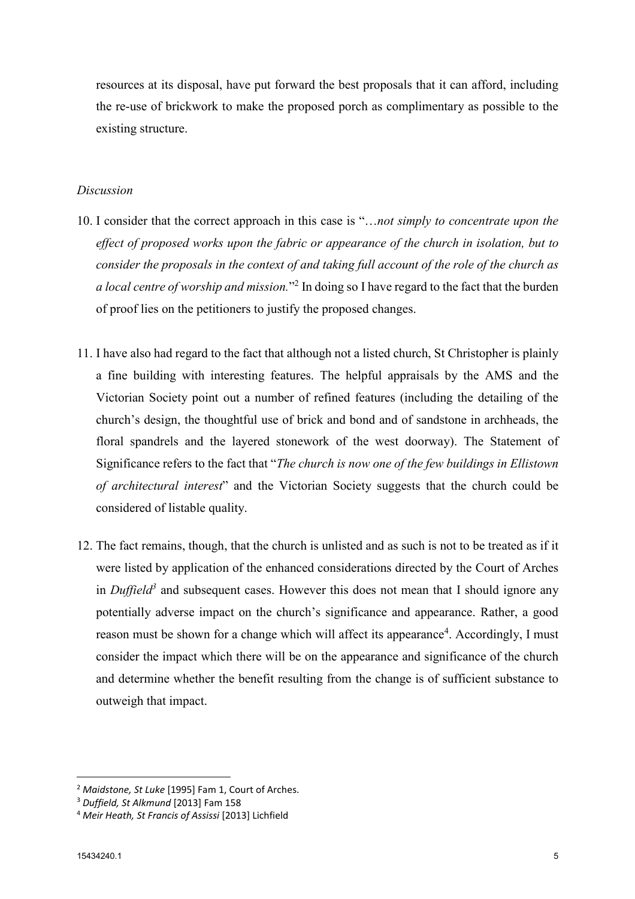resources at its disposal, have put forward the best proposals that it can afford, including the re-use of brickwork to make the proposed porch as complimentary as possible to the existing structure.

*Discussion*

10. I consider that the correct approach in this case is "…*not simply to concentrate upon the effect of proposed works upon the fabric or appearance of the church in isolation, but to consider the proposals in the context of and taking full account of the role of the church as a local centre of worship and mission.*"[2] In doing so I have regard to the fact that the burden of proof lies on the petitioners to justify the proposed changes.

11. I have also had regard to the fact that although not a listed church, St Christopher is plainly a fine building with interesting features. The helpful appraisals by the AMS and the Victorian Society point out a number of refined features (including the detailing of the church's design, the thoughtful use of brick and bond and of sandstone in archheads, the floral spandrels and the layered stonework of the west doorway). The Statement of Significance refers to the fact that "*The church is now one of the few buildings in Ellistown of architectural interest*" and the Victorian Society suggests that the church could be considered of listable quality.

12. The fact remains, though, that the church is unlisted and as such is not to be treated as if it were listed by application of the enhanced considerations directed by the Court of Arches in *Duffield*[3] and subsequent cases. However this does not mean that I should ignore any potentially adverse impact on the church's significance and appearance. Rather, a good reason must be shown for a change which will affect its appearance[4]. Accordingly, I must consider the impact which there will be on the appearance and significance of the church and determine whether the benefit resulting from the change is of sufficient substance to outweigh that impact.

---

[2] *Maidstone, St Luke* [1995] Fam 1, Court of Arches.

[3] *Duffield, St Alkmund* [2013] Fam 158

[4] *Meir Heath, St Francis of Assissi* [2013] Lichfield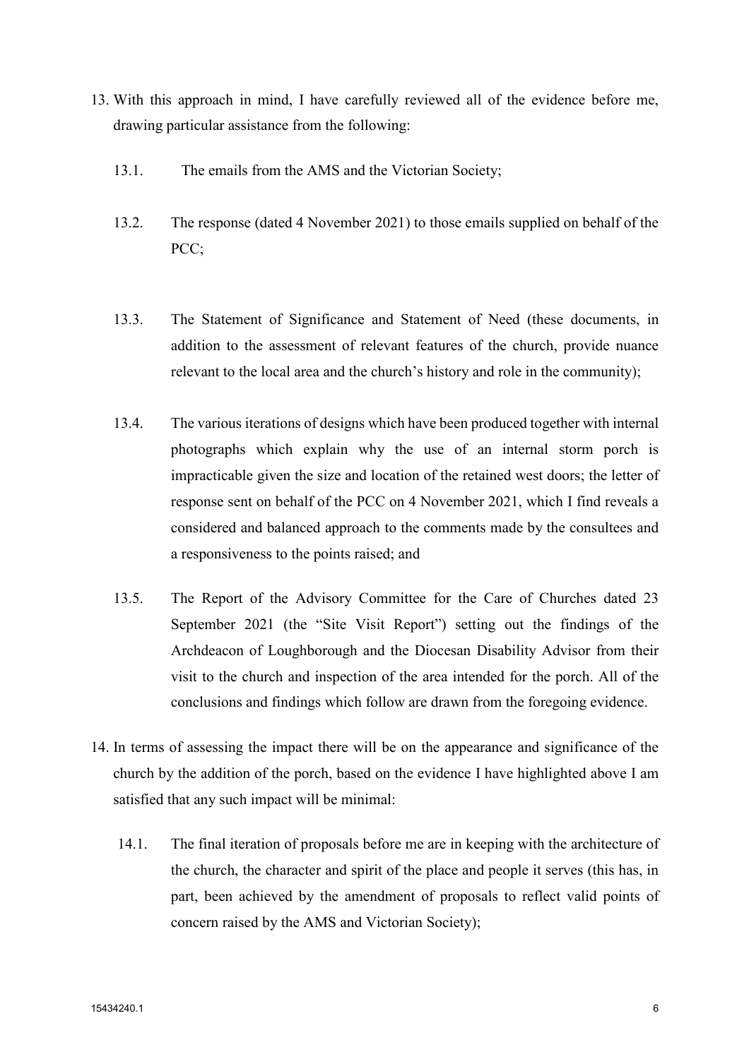13. With this approach in mind, I have carefully reviewed all of the evidence before me, drawing particular assistance from the following:

    13.1. The emails from the AMS and the Victorian Society;

    13.2. The response (dated 4 November 2021) to those emails supplied on behalf of the PCC;

    13.3. The Statement of Significance and Statement of Need (these documents, in addition to the assessment of relevant features of the church, provide nuance relevant to the local area and the church's history and role in the community);

    13.4. The various iterations of designs which have been produced together with internal photographs which explain why the use of an internal storm porch is impracticable given the size and location of the retained west doors; the letter of response sent on behalf of the PCC on 4 November 2021, which I find reveals a considered and balanced approach to the comments made by the consultees and a responsiveness to the points raised; and

    13.5. The Report of the Advisory Committee for the Care of Churches dated 23 September 2021 (the "Site Visit Report") setting out the findings of the Archdeacon of Loughborough and the Diocesan Disability Advisor from their visit to the church and inspection of the area intended for the porch. All of the conclusions and findings which follow are drawn from the foregoing evidence.

14. In terms of assessing the impact there will be on the appearance and significance of the church by the addition of the porch, based on the evidence I have highlighted above I am satisfied that any such impact will be minimal:

    14.1. The final iteration of proposals before me are in keeping with the architecture of the church, the character and spirit of the place and people it serves (this has, in part, been achieved by the amendment of proposals to reflect valid points of concern raised by the AMS and Victorian Society);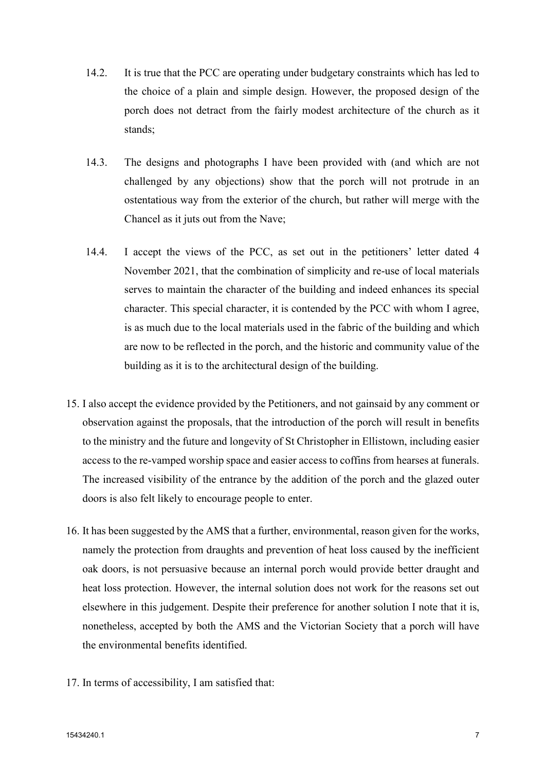14.2. It is true that the PCC are operating under budgetary constraints which has led to the choice of a plain and simple design. However, the proposed design of the porch does not detract from the fairly modest architecture of the church as it stands;

14.3. The designs and photographs I have been provided with (and which are not challenged by any objections) show that the porch will not protrude in an ostentatious way from the exterior of the church, but rather will merge with the Chancel as it juts out from the Nave;

14.4. I accept the views of the PCC, as set out in the petitioners' letter dated 4 November 2021, that the combination of simplicity and re-use of local materials serves to maintain the character of the building and indeed enhances its special character. This special character, it is contended by the PCC with whom I agree, is as much due to the local materials used in the fabric of the building and which are now to be reflected in the porch, and the historic and community value of the building as it is to the architectural design of the building.

15. I also accept the evidence provided by the Petitioners, and not gainsaid by any comment or observation against the proposals, that the introduction of the porch will result in benefits to the ministry and the future and longevity of St Christopher in Ellistown, including easier access to the re-vamped worship space and easier access to coffins from hearses at funerals. The increased visibility of the entrance by the addition of the porch and the glazed outer doors is also felt likely to encourage people to enter.

16. It has been suggested by the AMS that a further, environmental, reason given for the works, namely the protection from draughts and prevention of heat loss caused by the inefficient oak doors, is not persuasive because an internal porch would provide better draught and heat loss protection. However, the internal solution does not work for the reasons set out elsewhere in this judgement. Despite their preference for another solution I note that it is, nonetheless, accepted by both the AMS and the Victorian Society that a porch will have the environmental benefits identified.

17. In terms of accessibility, I am satisfied that: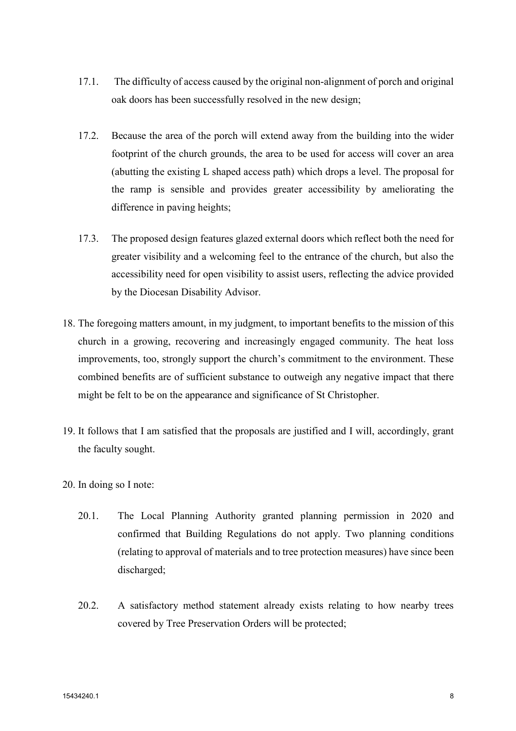17.1. The difficulty of access caused by the original non-alignment of porch and original oak doors has been successfully resolved in the new design;

17.2. Because the area of the porch will extend away from the building into the wider footprint of the church grounds, the area to be used for access will cover an area (abutting the existing L shaped access path) which drops a level. The proposal for the ramp is sensible and provides greater accessibility by ameliorating the difference in paving heights;

17.3. The proposed design features glazed external doors which reflect both the need for greater visibility and a welcoming feel to the entrance of the church, but also the accessibility need for open visibility to assist users, reflecting the advice provided by the Diocesan Disability Advisor.

18. The foregoing matters amount, in my judgment, to important benefits to the mission of this church in a growing, recovering and increasingly engaged community. The heat loss improvements, too, strongly support the church's commitment to the environment. These combined benefits are of sufficient substance to outweigh any negative impact that there might be felt to be on the appearance and significance of St Christopher.

19. It follows that I am satisfied that the proposals are justified and I will, accordingly, grant the faculty sought.

20. In doing so I note:

20.1. The Local Planning Authority granted planning permission in 2020 and confirmed that Building Regulations do not apply. Two planning conditions (relating to approval of materials and to tree protection measures) have since been discharged;

20.2. A satisfactory method statement already exists relating to how nearby trees covered by Tree Preservation Orders will be protected;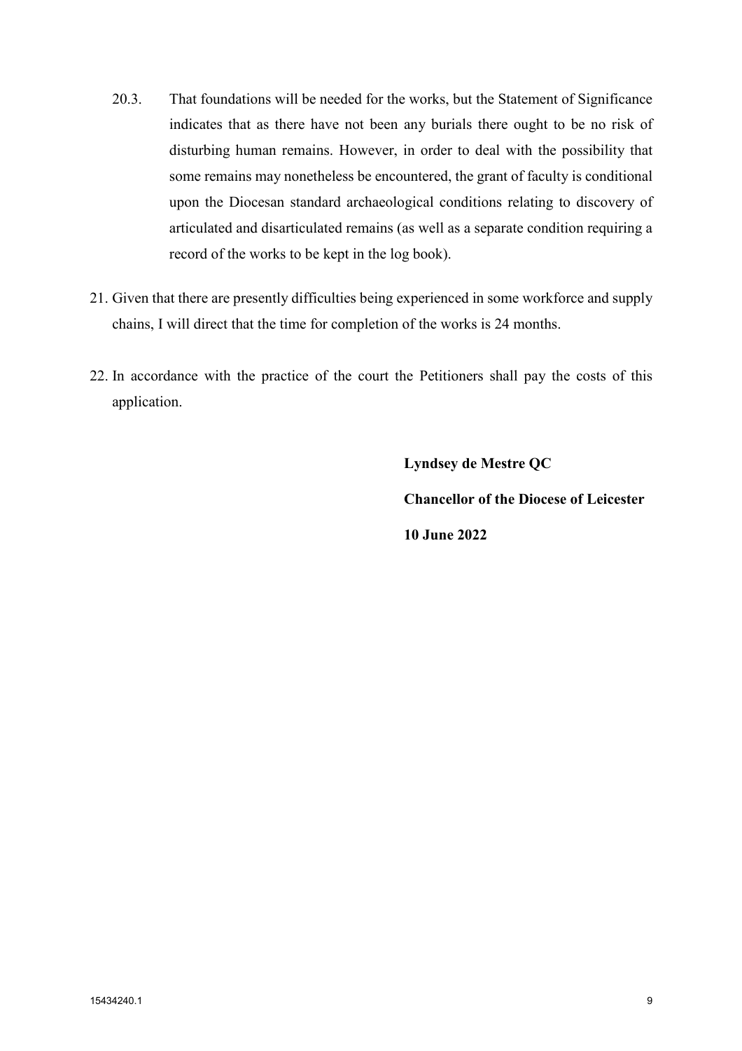20.3. That foundations will be needed for the works, but the Statement of Significance indicates that as there have not been any burials there ought to be no risk of disturbing human remains. However, in order to deal with the possibility that some remains may nonetheless be encountered, the grant of faculty is conditional upon the Diocesan standard archaeological conditions relating to discovery of articulated and disarticulated remains (as well as a separate condition requiring a record of the works to be kept in the log book).

21. Given that there are presently difficulties being experienced in some workforce and supply chains, I will direct that the time for completion of the works is 24 months.

22. In accordance with the practice of the court the Petitioners shall pay the costs of this application.

**Lyndsey de Mestre QC**

**Chancellor of the Diocese of Leicester**

**10 June 2022**

15434240.1